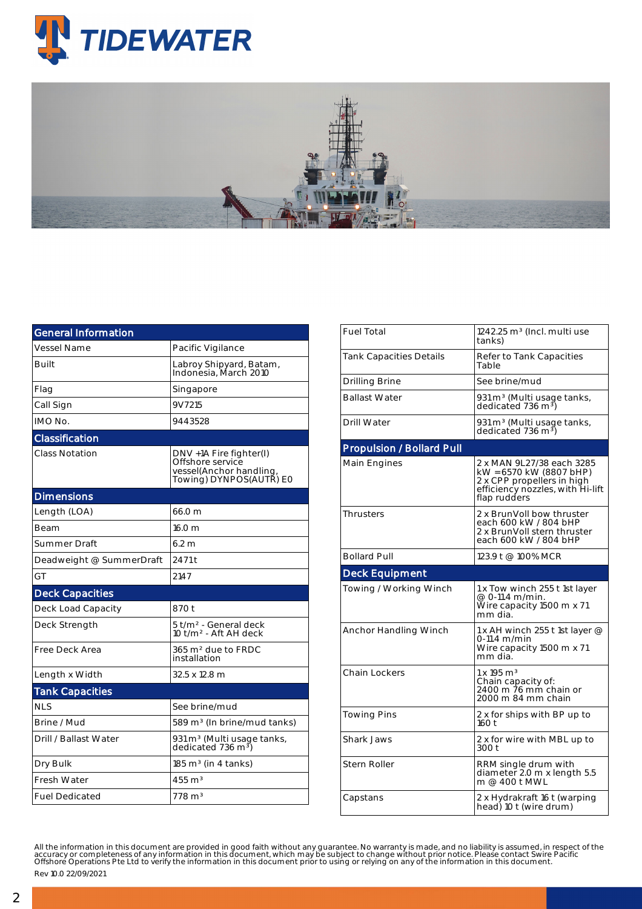| General Information | |
|---|---|
| Vessel Name | Pacific Vigilance |
| Built | Labroy Shipyard, Batam, Indonesia, March 2010 |
| Flag | Singapore |
| Call Sign | 9V7215 |
| IMO No. | 9443528 |
| **Classification** | |
| Class Notation | DNV +1A Fire fighter(I) Offshore service vessel(Anchor handling, Towing) DYNPOS(AUTR) E0 |
| **Dimensions** | |
| Length (LOA) | 66.0 m |
| Beam | 16.0 m |
| Summer Draft | 6.2 m |
| Deadweight @ SummerDraft | 2471t |
| GT | 2147 |
| **Deck Capacities** | |
| Deck Load Capacity | 870 t |
| Deck Strength | 5 t/m² - General deck 10 t/m² - Aft AH deck |
| Free Deck Area | 365 m² due to FRDC installation |
| Length x Width | 32.5 x 12.8 m |
| **Tank Capacities** | |
| NLS | See brine/mud |
| Brine / Mud | 589 m³ (In brine/mud tanks) |
| Drill / Ballast Water | 931 m³ (Multi usage tanks, dedicated 736 m³) |
| Dry Bulk | 185 m³ (in 4 tanks) |
| Fresh Water | 455 m³ |
| Fuel Dedicated | 778 m³ |

| | |
|---|---|
| Fuel Total | 1242.25 m³ (Incl. multi use tanks) |
| Tank Capacities Details | Refer to Tank Capacities Table |
| Drilling Brine | See brine/mud |
| Ballast Water | 931 m³ (Multi usage tanks, dedicated 736 m³) |
| Drill Water | 931 m³ (Multi usage tanks, dedicated 736 m³) |
| **Propulsion / Bollard Pull** | |
| Main Engines | 2 x MAN 9L27/38 each 3285 kW =6570 kW (8807 bHP) 2 x CPP propellers in high efficiency nozzles, with Hi-lift flap rudders |
| Thrusters | 2 x BrunVoll bow thruster each 600 kW / 804 bHP 2 x BrunVoll stern thruster each 600 kW / 804 bHP |
| Bollard Pull | 123.9 t @ 100% MCR |
| **Deck Equipment** | |
| Towing / Working Winch | 1 x Tow winch 255 t 1st layer @ 0-11.4 m/min. Wire capacity 1500 m x 71 mm dia. |
| Anchor Handling Winch | 1 x AH winch 255 t 1st layer @ 0-11.4 m/min Wire capacity 1500 m x 71 mm dia. |
| Chain Lockers | 1 x 195 m³ Chain capacity of: 2400 m 76 mm chain or 2000 m 84 mm chain |
| Towing Pins | 2 x for ships with BP up to 160 t |
| Shark Jaws | 2 x for wire with MBL up to 300 t |
| Stern Roller | RRM single drum with diameter 2.0 m x length 5.5 m @ 400 t MWL |
| Capstans | 2 x Hydrakraft 16 t (warping head) 10 t (wire drum) |

All the information in this document are provided in good faith without any guarantee. No warranty is made, and no liability is assumed, in respect of the accuracy or completeness of any information in this document, which may be subject to change without prior notice. Please contact Swire Pacific Offshore Operations Pte Ltd to verify the information in this document prior to using or relying on any of the information in this document.

Rev 10.0 22/09/2021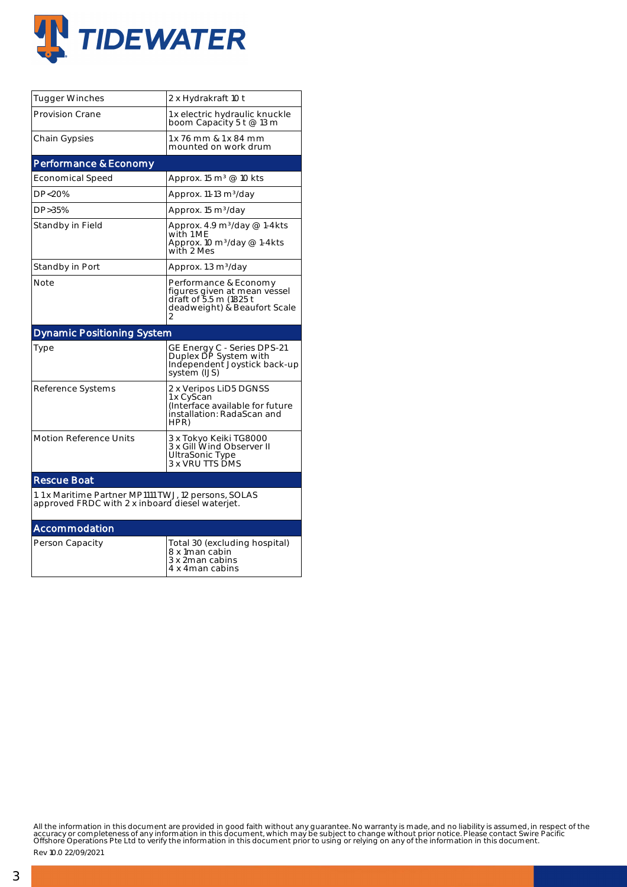| | |
|---|---|
| Tugger Winches | 2 x Hydrakraft 10 t |
| Provision Crane | 1 x electric hydraulic knuckle boom Capacity 5 t @ 13 m |
| Chain Gypsies | 1 x 76 mm & 1 x 84 mm mounted on work drum |

## Performance & Economy

| | |
|---|---|
| Economical Speed | Approx. 15 $m^3$ @ 10 kts |
| DP<20% | Approx. 11-13 $m^3$/day |
| DP>35% | Approx. 15 $m^3$/day |
| Standby in Field | Approx. 4.9 $m^3$/day @ 1-4kts with 1 ME<br>Approx. 10 $m^3$/day @ 1-4kts with 2 Mes |
| Standby in Port | Approx. 1.3 $m^3$/day |
| Note | Performance & Economy figures given at mean vessel draft of 5.5 m (1825 t deadweight) & Beaufort Scale 2 |

## Dynamic Positioning System

| | |
|---|---|
| Type | GE Energy C - Series DPS-21 Duplex DP System with Independent Joystick back-up system (IJS) |
| Reference Systems | 2 x Veripos LiD5 DGNSS<br>1 x CyScan<br>(Interface available for future installation: RadaScan and HPR) |
| Motion Reference Units | 3 x Tokyo Keiki TG8000<br>3 x Gill Wind Observer II UltraSonic Type<br>3 x VRU TTS DMS |

## Rescue Boat

1. 1 x Maritime Partner MP1111 TWJ, 12 persons, SOLAS approved FRDC with 2 x inboard diesel waterjet.

## Accommodation

| | |
|---|---|
| Person Capacity | Total 30 (excluding hospital)<br>8 x 1man cabin<br>3 x 2man cabins<br>4 x 4man cabins |

All the information in this document are provided in good faith without any guarantee. No warranty is made, and no liability is assumed, in respect of the accuracy or completeness of any information in this document, which may be subject to change without prior notice. Please contact Swire Pacific Offshore Operations Pte Ltd to verify the information in this document prior to using or relying on any of the information in this document.

Rev 10.0 22/09/2021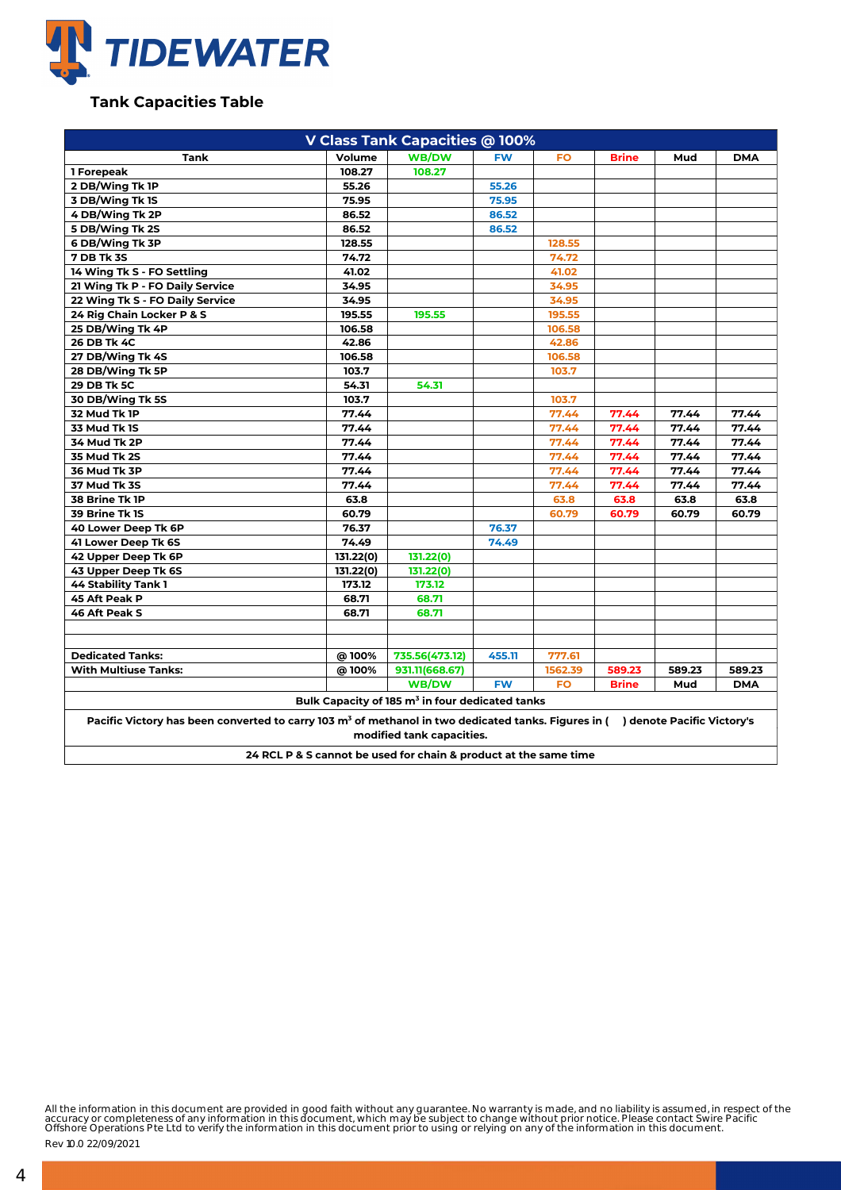TIDEWATER

## Tank Capacities Table

| V Class Tank Capacities @ 100% | | | | | | | |
|---|---|---|---|---|---|---|---|
| **Tank** | **Volume** | **WB/DW** | **FW** | **FO** | **Brine** | **Mud** | **DMA** |
| 1 Forepeak | 108.27 | 108.27 | | | | | |
| 2 DB/Wing Tk 1P | 55.26 | | 55.26 | | | | |
| 3 DB/Wing Tk 1S | 75.95 | | 75.95 | | | | |
| 4 DB/Wing Tk 2P | 86.52 | | 86.52 | | | | |
| 5 DB/Wing Tk 2S | 86.52 | | 86.52 | | | | |
| 6 DB/Wing Tk 3P | 128.55 | | | 128.55 | | | |
| 7 DB Tk 3S | 74.72 | | | 74.72 | | | |
| 14 Wing Tk S - FO Settling | 41.02 | | | 41.02 | | | |
| 21 Wing Tk P - FO Daily Service | 34.95 | | | 34.95 | | | |
| 22 Wing Tk S - FO Daily Service | 34.95 | | | 34.95 | | | |
| 24 Rig Chain Locker P & S | 195.55 | 195.55 | | 195.55 | | | |
| 25 DB/Wing Tk 4P | 106.58 | | | 106.58 | | | |
| 26 DB Tk 4C | 42.86 | | | 42.86 | | | |
| 27 DB/Wing Tk 4S | 106.58 | | | 106.58 | | | |
| 28 DB/Wing Tk 5P | 103.7 | | | 103.7 | | | |
| 29 DB Tk 5C | 54.31 | 54.31 | | | | | |
| 30 DB/Wing Tk 5S | 103.7 | | | 103.7 | | | |
| 32 Mud Tk 1P | 77.44 | | | 77.44 | 77.44 | 77.44 | 77.44 |
| 33 Mud Tk 1S | 77.44 | | | 77.44 | 77.44 | 77.44 | 77.44 |
| 34 Mud Tk 2P | 77.44 | | | 77.44 | 77.44 | 77.44 | 77.44 |
| 35 Mud Tk 2S | 77.44 | | | 77.44 | 77.44 | 77.44 | 77.44 |
| 36 Mud Tk 3P | 77.44 | | | 77.44 | 77.44 | 77.44 | 77.44 |
| 37 Mud Tk 3S | 77.44 | | | 77.44 | 77.44 | 77.44 | 77.44 |
| 38 Brine Tk 1P | 63.8 | | | 63.8 | 63.8 | 63.8 | 63.8 |
| 39 Brine Tk 1S | 60.79 | | | 60.79 | 60.79 | 60.79 | 60.79 |
| 40 Lower Deep Tk 6P | 76.37 | | 76.37 | | | | |
| 41 Lower Deep Tk 6S | 74.49 | | 74.49 | | | | |
| 42 Upper Deep Tk 6P | 131.22(0) | 131.22(0) | | | | | |
| 43 Upper Deep Tk 6S | 131.22(0) | 131.22(0) | | | | | |
| 44 Stability Tank 1 | 173.12 | 173.12 | | | | | |
| 45 Aft Peak P | 68.71 | 68.71 | | | | | |
| 46 Aft Peak S | 68.71 | 68.71 | | | | | |
| | | | | | | | |
| | | | | | | | |
| **Dedicated Tanks:** | @ 100% | 735.56(473.12) | 455.11 | 777.61 | | | |
| **With Multiuse Tanks:** | @ 100% | 931.11(668.67) | | 1562.39 | 589.23 | 589.23 | 589.23 |
| | | **WB/DW** | **FW** | **FO** | **Brine** | **Mud** | **DMA** |
| **Bulk Capacity of 185 $m^3$ in four dedicated tanks** | | | | | | | |
| **Pacific Victory has been converted to carry 103 $m^3$ of methanol in two dedicated tanks. Figures in ( ) denote Pacific Victory's modified tank capacities.** | | | | | | | |
| **24 RCL P & S cannot be used for chain & product at the same time** | | | | | | | |

All the information in this document are provided in good faith without any guarantee. No warranty is made, and no liability is assumed, in respect of the accuracy or completeness of any information in this document, which may be subject to change without prior notice. Please contact Swire Pacific Offshore Operations Pte Ltd to verify the information in this document prior to using or relying on any of the information in this document.

Rev 10.0 22/09/2021